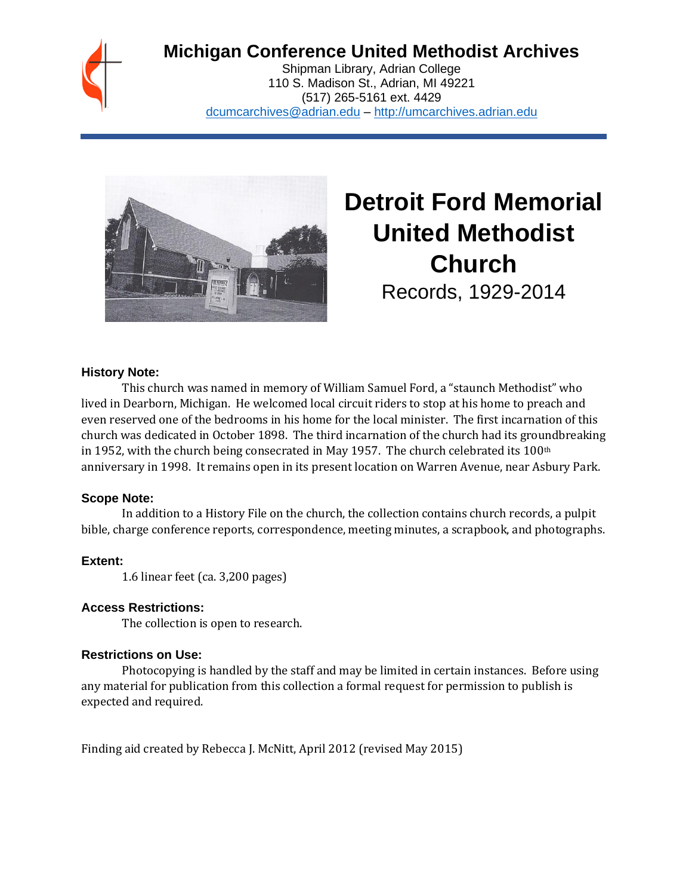# Michigan Conference United Methodist Archives

Shipman Library, Adrian College
110 S. Madison St., Adrian, MI 49221
(517) 265-5161 ext. 4429
dcumcarchives@adrian.edu – http://umcarchives.adrian.edu

# Detroit Ford Memorial United Methodist Church

Records, 1929-2014

### History Note:

This church was named in memory of William Samuel Ford, a "staunch Methodist" who lived in Dearborn, Michigan. He welcomed local circuit riders to stop at his home to preach and even reserved one of the bedrooms in his home for the local minister. The first incarnation of this church was dedicated in October 1898. The third incarnation of the church had its groundbreaking in 1952, with the church being consecrated in May 1957. The church celebrated its 100th anniversary in 1998. It remains open in its present location on Warren Avenue, near Asbury Park.

### Scope Note:

In addition to a History File on the church, the collection contains church records, a pulpit bible, charge conference reports, correspondence, meeting minutes, a scrapbook, and photographs.

### Extent:

1.6 linear feet (ca. 3,200 pages)

### Access Restrictions:

The collection is open to research.

### Restrictions on Use:

Photocopying is handled by the staff and may be limited in certain instances. Before using any material for publication from this collection a formal request for permission to publish is expected and required.

Finding aid created by Rebecca J. McNitt, April 2012 (revised May 2015)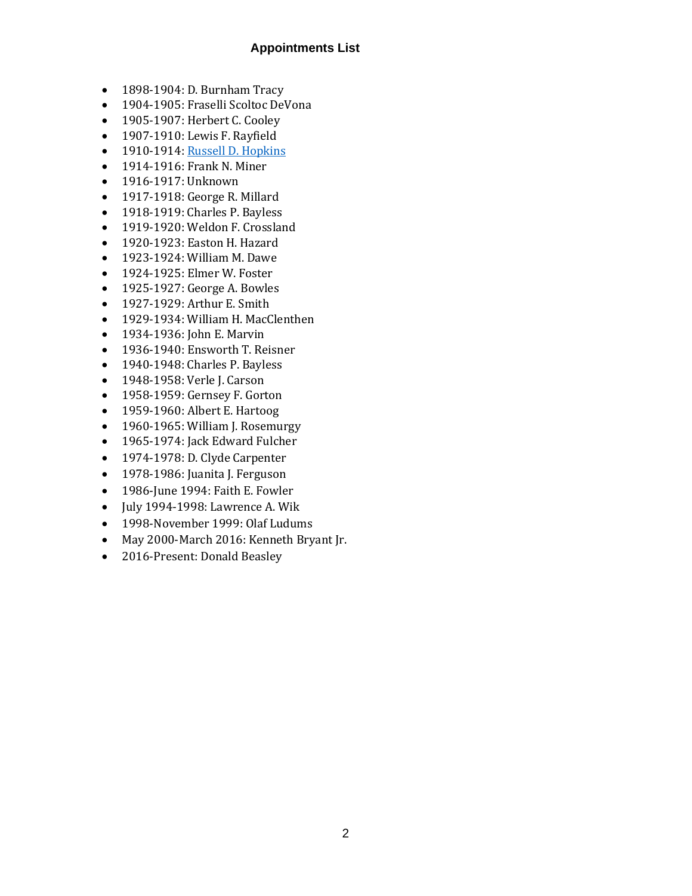## Appointments List

- 1898-1904: D. Burnham Tracy
- 1904-1905: Fraselli Scoltoc DeVona
- 1905-1907: Herbert C. Cooley
- 1907-1910: Lewis F. Rayfield
- 1910-1914: Russell D. Hopkins
- 1914-1916: Frank N. Miner
- 1916-1917: Unknown
- 1917-1918: George R. Millard
- 1918-1919: Charles P. Bayless
- 1919-1920: Weldon F. Crossland
- 1920-1923: Easton H. Hazard
- 1923-1924: William M. Dawe
- 1924-1925: Elmer W. Foster
- 1925-1927: George A. Bowles
- 1927-1929: Arthur E. Smith
- 1929-1934: William H. MacClenthen
- 1934-1936: John E. Marvin
- 1936-1940: Ensworth T. Reisner
- 1940-1948: Charles P. Bayless
- 1948-1958: Verle J. Carson
- 1958-1959: Gernsey F. Gorton
- 1959-1960: Albert E. Hartoog
- 1960-1965: William J. Rosemurgy
- 1965-1974: Jack Edward Fulcher
- 1974-1978: D. Clyde Carpenter
- 1978-1986: Juanita J. Ferguson
- 1986-June 1994: Faith E. Fowler
- July 1994-1998: Lawrence A. Wik
- 1998-November 1999: Olaf Ludums
- May 2000-March 2016: Kenneth Bryant Jr.
- 2016-Present: Donald Beasley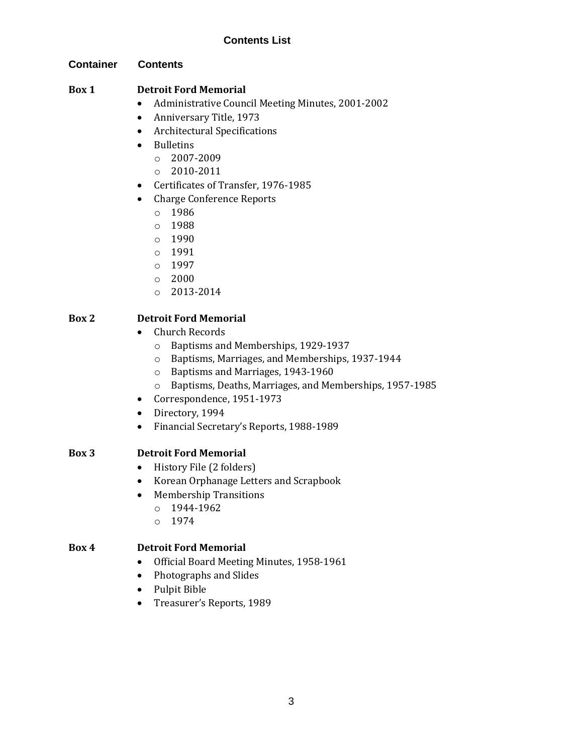## Contents List

**Container** **Contents**

**Box 1** **Detroit Ford Memorial**

- Administrative Council Meeting Minutes, 2001-2002
- Anniversary Title, 1973
- Architectural Specifications
- Bulletins
  - 2007-2009
  - 2010-2011
- Certificates of Transfer, 1976-1985
- Charge Conference Reports
  - 1986
  - 1988
  - 1990
  - 1991
  - 1997
  - 2000
  - 2013-2014

**Box 2** **Detroit Ford Memorial**

- Church Records
  - Baptisms and Memberships, 1929-1937
  - Baptisms, Marriages, and Memberships, 1937-1944
  - Baptisms and Marriages, 1943-1960
  - Baptisms, Deaths, Marriages, and Memberships, 1957-1985
- Correspondence, 1951-1973
- Directory, 1994
- Financial Secretary's Reports, 1988-1989

**Box 3** **Detroit Ford Memorial**

- History File (2 folders)
- Korean Orphanage Letters and Scrapbook
- Membership Transitions
  - 1944-1962
  - 1974

**Box 4** **Detroit Ford Memorial**

- Official Board Meeting Minutes, 1958-1961
- Photographs and Slides
- Pulpit Bible
- Treasurer's Reports, 1989